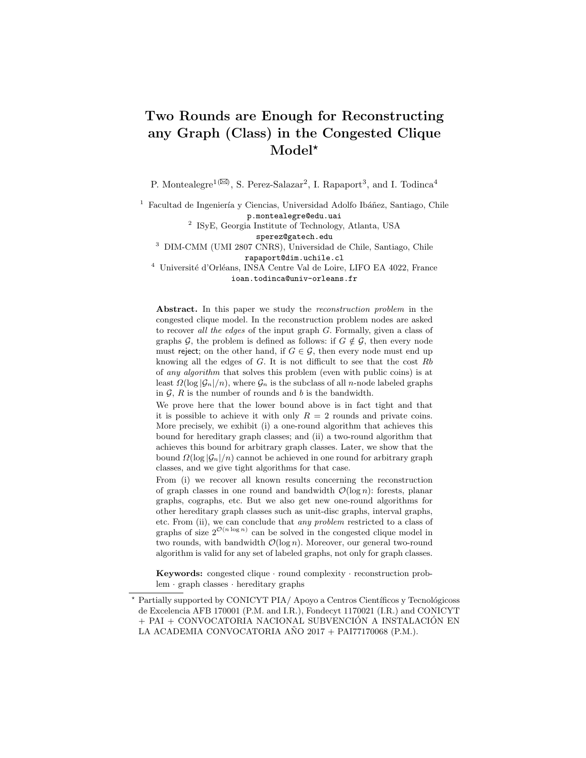# Two Rounds are Enough for Reconstructing any Graph (Class) in the Congested Clique Model*

P. Montealegre[1](✉), S. Perez-Salazar[2], I. Rapaport[3], and I. Todinca[4]

[1] Facultad de Ingeniería y Ciencias, Universidad Adolfo Ibáñez, Santiago, Chile
p.montealegre@edu.uai

[2] ISyE, Georgia Institute of Technology, Atlanta, USA
sperez@gatech.edu

[3] DIM-CMM (UMI 2807 CNRS), Universidad de Chile, Santiago, Chile
rapaport@dim.uchile.cl

[4] Université d'Orléans, INSA Centre Val de Loire, LIFO EA 4022, France
ioan.todinca@univ-orleans.fr

**Abstract.** In this paper we study the *reconstruction problem* in the congested clique model. In the reconstruction problem nodes are asked to recover *all the edges* of the input graph $G$. Formally, given a class of graphs $\mathcal{G}$, the problem is defined as follows: if $G \notin \mathcal{G}$, then every node must reject; on the other hand, if $G \in \mathcal{G}$, then every node must end up knowing all the edges of $G$. It is not difficult to see that the cost $Rb$ of *any algorithm* that solves this problem (even with public coins) is at least $\Omega(\log |\mathcal{G}_n|/n)$, where $\mathcal{G}_n$ is the subclass of all $n$-node labeled graphs in $\mathcal{G}$, $R$ is the number of rounds and $b$ is the bandwidth.

We prove here that the lower bound above is in fact tight and that it is possible to achieve it with only $R = 2$ rounds and private coins. More precisely, we exhibit (i) a one-round algorithm that achieves this bound for hereditary graph classes; and (ii) a two-round algorithm that achieves this bound for arbitrary graph classes. Later, we show that the bound $\Omega(\log |\mathcal{G}_n|/n)$ cannot be achieved in one round for arbitrary graph classes, and we give tight algorithms for that case.

From (i) we recover all known results concerning the reconstruction of graph classes in one round and bandwidth $\mathcal{O}(\log n)$: forests, planar graphs, cographs, etc. But we also get new one-round algorithms for other hereditary graph classes such as unit-disc graphs, interval graphs, etc. From (ii), we can conclude that *any problem* restricted to a class of graphs of size $2^{\mathcal{O}(n \log n)}$ can be solved in the congested clique model in two rounds, with bandwidth $\mathcal{O}(\log n)$. Moreover, our general two-round algorithm is valid for any set of labeled graphs, not only for graph classes.

**Keywords:** congested clique · round complexity · reconstruction problem · graph classes · hereditary graphs

---

* Partially supported by CONICYT PIA/ Apoyo a Centros Científicos y Tecnológicoss de Excelencia AFB 170001 (P.M. and I.R.), Fondecyt 1170021 (I.R.) and CONICYT + PAI + CONVOCATORIA NACIONAL SUBVENCIÓN A INSTALACIÓN EN LA ACADEMIA CONVOCATORIA AÑO 2017 + PAI77170068 (P.M.).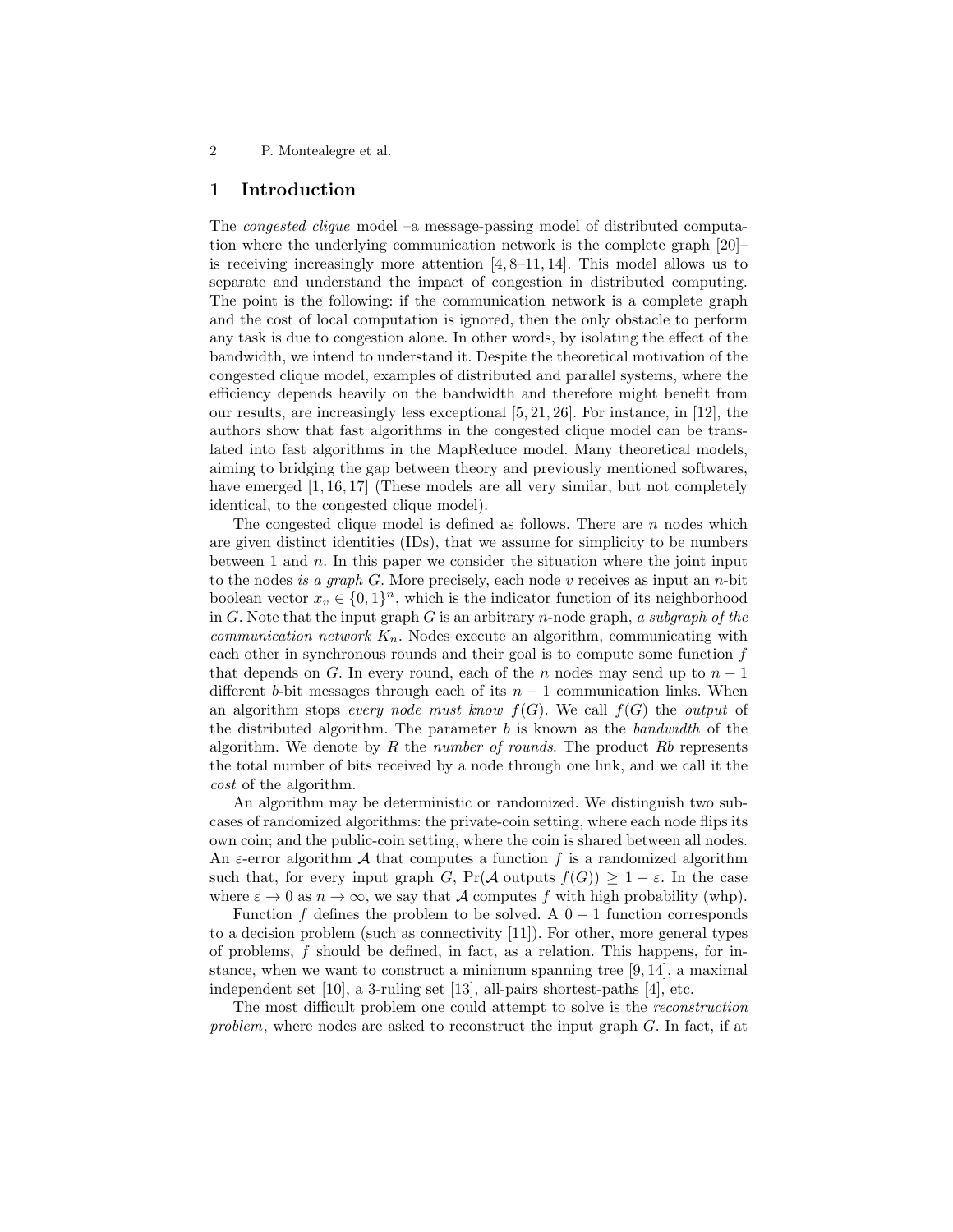## 1 Introduction

The *congested clique* model –a message-passing model of distributed computation where the underlying communication network is the complete graph [20]– is receiving increasingly more attention [4, 8–11, 14]. This model allows us to separate and understand the impact of congestion in distributed computing. The point is the following: if the communication network is a complete graph and the cost of local computation is ignored, then the only obstacle to perform any task is due to congestion alone. In other words, by isolating the effect of the bandwidth, we intend to understand it. Despite the theoretical motivation of the congested clique model, examples of distributed and parallel systems, where the efficiency depends heavily on the bandwidth and therefore might benefit from our results, are increasingly less exceptional [5, 21, 26]. For instance, in [12], the authors show that fast algorithms in the congested clique model can be translated into fast algorithms in the MapReduce model. Many theoretical models, aiming to bridging the gap between theory and previously mentioned softwares, have emerged [1, 16, 17] (These models are all very similar, but not completely identical, to the congested clique model).

The congested clique model is defined as follows. There are $n$ nodes which are given distinct identities (IDs), that we assume for simplicity to be numbers between 1 and $n$. In this paper we consider the situation where the joint input to the nodes *is a graph* $G$. More precisely, each node $v$ receives as input an $n$-bit boolean vector $x_v \in \{0,1\}^n$, which is the indicator function of its neighborhood in $G$. Note that the input graph $G$ is an arbitrary $n$-node graph, *a subgraph of the communication network* $K_n$. Nodes execute an algorithm, communicating with each other in synchronous rounds and their goal is to compute some function $f$ that depends on $G$. In every round, each of the $n$ nodes may send up to $n-1$ different $b$-bit messages through each of its $n-1$ communication links. When an algorithm stops *every node must know* $f(G)$. We call $f(G)$ the *output* of the distributed algorithm. The parameter $b$ is known as the *bandwidth* of the algorithm. We denote by $R$ the *number of rounds*. The product $Rb$ represents the total number of bits received by a node through one link, and we call it the *cost* of the algorithm.

An algorithm may be deterministic or randomized. We distinguish two subcases of randomized algorithms: the private-coin setting, where each node flips its own coin; and the public-coin setting, where the coin is shared between all nodes. An $\varepsilon$-error algorithm $\mathcal{A}$ that computes a function $f$ is a randomized algorithm such that, for every input graph $G$, $\Pr(\mathcal{A} \text{ outputs } f(G)) \geq 1-\varepsilon$. In the case where $\varepsilon \to 0$ as $n \to \infty$, we say that $\mathcal{A}$ computes $f$ with high probability (whp).

Function $f$ defines the problem to be solved. A $0-1$ function corresponds to a decision problem (such as connectivity [11]). For other, more general types of problems, $f$ should be defined, in fact, as a relation. This happens, for instance, when we want to construct a minimum spanning tree [9, 14], a maximal independent set [10], a 3-ruling set [13], all-pairs shortest-paths [4], etc.

The most difficult problem one could attempt to solve is the *reconstruction problem*, where nodes are asked to reconstruct the input graph $G$. In fact, if at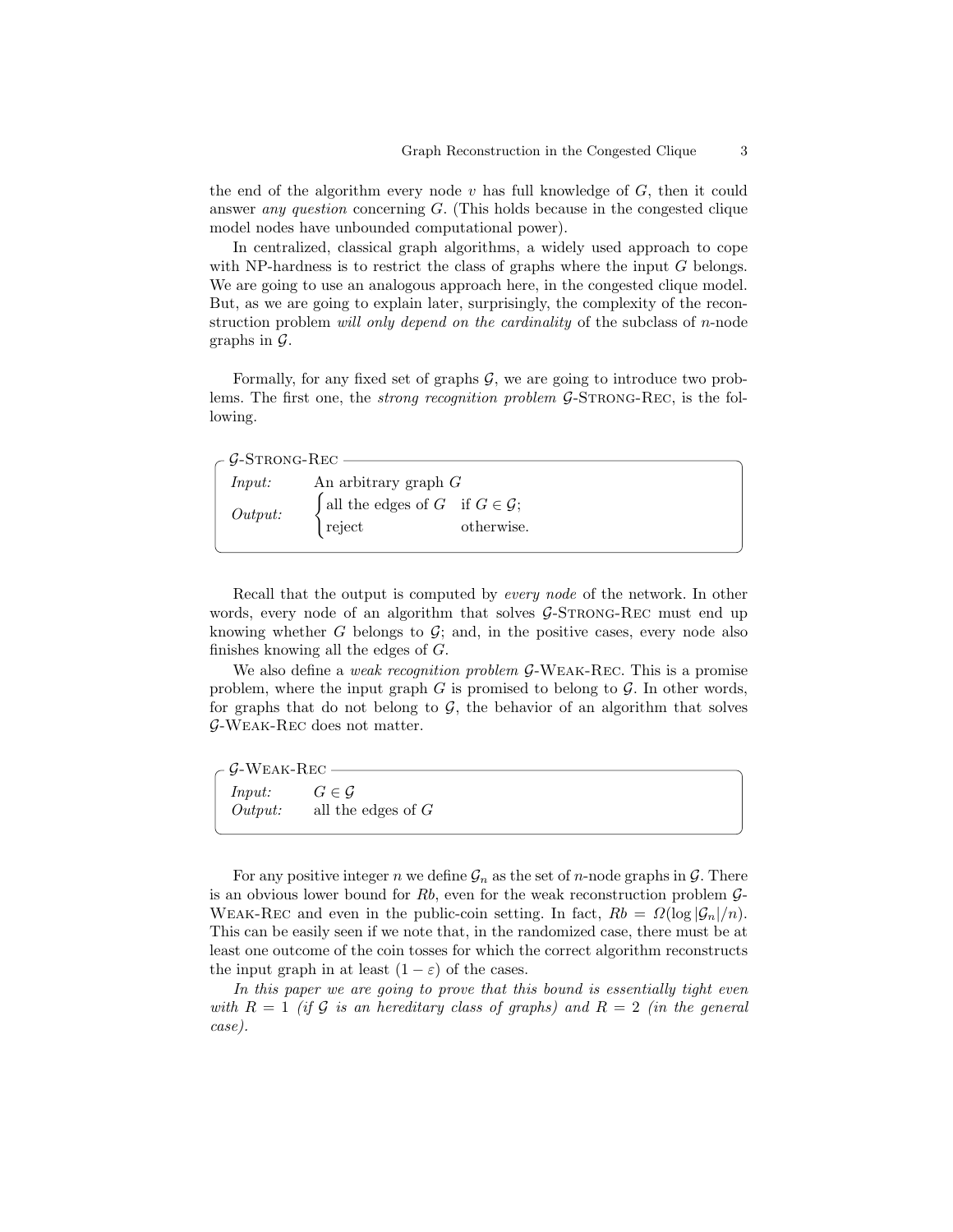the end of the algorithm every node $v$ has full knowledge of $G$, then it could answer *any question* concerning $G$. (This holds because in the congested clique model nodes have unbounded computational power).

In centralized, classical graph algorithms, a widely used approach to cope with NP-hardness is to restrict the class of graphs where the input $G$ belongs. We are going to use an analogous approach here, in the congested clique model. But, as we are going to explain later, surprisingly, the complexity of the reconstruction problem *will only depend on the cardinality* of the subclass of $n$-node graphs in $\mathcal{G}$.

Formally, for any fixed set of graphs $\mathcal{G}$, we are going to introduce two problems. The first one, the *strong recognition problem* $\mathcal{G}$-Strong-Rec, is the following.

**$\mathcal{G}$-Strong-Rec**

*Input:* An arbitrary graph $G$

*Output:* $\begin{cases} \text{all the edges of } G & \text{if } G \in \mathcal{G}; \\ \text{reject} & \text{otherwise.} \end{cases}$

Recall that the output is computed by *every node* of the network. In other words, every node of an algorithm that solves $\mathcal{G}$-Strong-Rec must end up knowing whether $G$ belongs to $\mathcal{G}$; and, in the positive cases, every node also finishes knowing all the edges of $G$.

We also define a *weak recognition problem* $\mathcal{G}$-Weak-Rec. This is a promise problem, where the input graph $G$ is promised to belong to $\mathcal{G}$. In other words, for graphs that do not belong to $\mathcal{G}$, the behavior of an algorithm that solves $\mathcal{G}$-Weak-Rec does not matter.

**$\mathcal{G}$-Weak-Rec**

*Input:* $G \in \mathcal{G}$

*Output:* all the edges of $G$

For any positive integer $n$ we define $\mathcal{G}_n$ as the set of $n$-node graphs in $\mathcal{G}$. There is an obvious lower bound for $Rb$, even for the weak reconstruction problem $\mathcal{G}$-Weak-Rec and even in the public-coin setting. In fact, $Rb = \Omega(\log |\mathcal{G}_n|/n)$. This can be easily seen if we note that, in the randomized case, there must be at least one outcome of the coin tosses for which the correct algorithm reconstructs the input graph in at least $(1 - \varepsilon)$ of the cases.

*In this paper we are going to prove that this bound is essentially tight even with $R = 1$ (if $\mathcal{G}$ is an hereditary class of graphs) and $R = 2$ (in the general case).*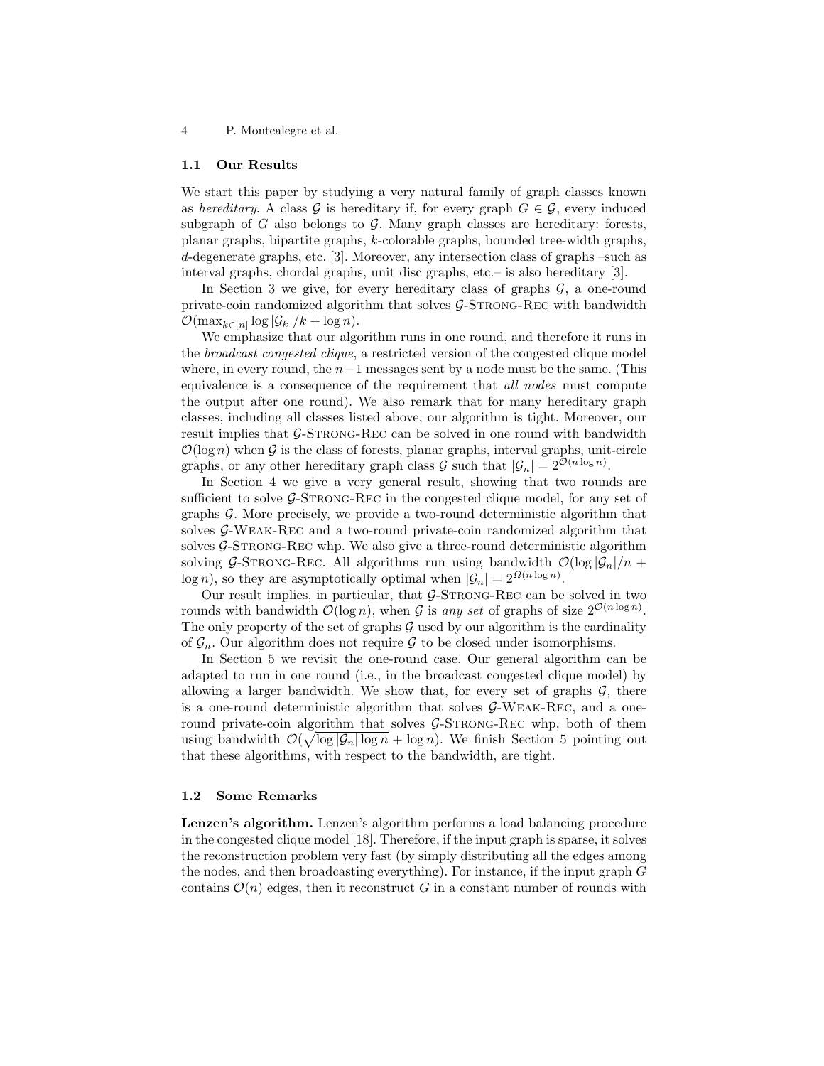### 1.1 Our Results

We start this paper by studying a very natural family of graph classes known as *hereditary*. A class $\mathcal{G}$ is hereditary if, for every graph $G \in \mathcal{G}$, every induced subgraph of $G$ also belongs to $\mathcal{G}$. Many graph classes are hereditary: forests, planar graphs, bipartite graphs, $k$-colorable graphs, bounded tree-width graphs, $d$-degenerate graphs, etc. [3]. Moreover, any intersection class of graphs –such as interval graphs, chordal graphs, unit disc graphs, etc.– is also hereditary [3].

In Section 3 we give, for every hereditary class of graphs $\mathcal{G}$, a one-round private-coin randomized algorithm that solves $\mathcal{G}$-Strong-Rec with bandwidth $\mathcal{O}(\max_{k\in[n]} \log|\mathcal{G}_k|/k + \log n)$.

We emphasize that our algorithm runs in one round, and therefore it runs in the *broadcast congested clique*, a restricted version of the congested clique model where, in every round, the $n-1$ messages sent by a node must be the same. (This equivalence is a consequence of the requirement that *all nodes* must compute the output after one round). We also remark that for many hereditary graph classes, including all classes listed above, our algorithm is tight. Moreover, our result implies that $\mathcal{G}$-Strong-Rec can be solved in one round with bandwidth $\mathcal{O}(\log n)$ when $\mathcal{G}$ is the class of forests, planar graphs, interval graphs, unit-circle graphs, or any other hereditary graph class $\mathcal{G}$ such that $|\mathcal{G}_n| = 2^{\mathcal{O}(n \log n)}$.

In Section 4 we give a very general result, showing that two rounds are sufficient to solve $\mathcal{G}$-Strong-Rec in the congested clique model, for any set of graphs $\mathcal{G}$. More precisely, we provide a two-round deterministic algorithm that solves $\mathcal{G}$-Weak-Rec and a two-round private-coin randomized algorithm that solves $\mathcal{G}$-Strong-Rec whp. We also give a three-round deterministic algorithm solving $\mathcal{G}$-Strong-Rec. All algorithms run using bandwidth $\mathcal{O}(\log|\mathcal{G}_n|/n + \log n)$, so they are asymptotically optimal when $|\mathcal{G}_n| = 2^{\Omega(n \log n)}$.

Our result implies, in particular, that $\mathcal{G}$-Strong-Rec can be solved in two rounds with bandwidth $\mathcal{O}(\log n)$, when $\mathcal{G}$ is *any set* of graphs of size $2^{\mathcal{O}(n \log n)}$. The only property of the set of graphs $\mathcal{G}$ used by our algorithm is the cardinality of $\mathcal{G}_n$. Our algorithm does not require $\mathcal{G}$ to be closed under isomorphisms.

In Section 5 we revisit the one-round case. Our general algorithm can be adapted to run in one round (i.e., in the broadcast congested clique model) by allowing a larger bandwidth. We show that, for every set of graphs $\mathcal{G}$, there is a one-round deterministic algorithm that solves $\mathcal{G}$-Weak-Rec, and a one-round private-coin algorithm that solves $\mathcal{G}$-Strong-Rec whp, both of them using bandwidth $\mathcal{O}(\sqrt{\log|\mathcal{G}_n| \log n} + \log n)$. We finish Section 5 pointing out that these algorithms, with respect to the bandwidth, are tight.

### 1.2 Some Remarks

**Lenzen's algorithm.** Lenzen's algorithm performs a load balancing procedure in the congested clique model [18]. Therefore, if the input graph is sparse, it solves the reconstruction problem very fast (by simply distributing all the edges among the nodes, and then broadcasting everything). For instance, if the input graph $G$ contains $\mathcal{O}(n)$ edges, then it reconstruct $G$ in a constant number of rounds with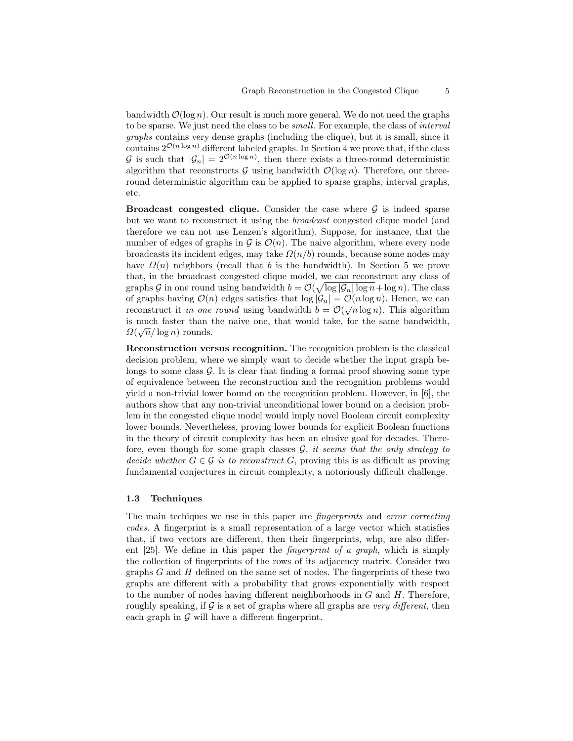bandwidth $\mathcal{O}(\log n)$. Our result is much more general. We do not need the graphs to be sparse. We just need the class to be *small*. For example, the class of *interval graphs* contains very dense graphs (including the clique), but it is small, since it contains $2^{\mathcal{O}(n \log n)}$ different labeled graphs. In Section 4 we prove that, if the class $\mathcal{G}$ is such that $|\mathcal{G}_n| = 2^{\mathcal{O}(n \log n)}$, then there exists a three-round deterministic algorithm that reconstructs $\mathcal{G}$ using bandwidth $\mathcal{O}(\log n)$. Therefore, our three-round deterministic algorithm can be applied to sparse graphs, interval graphs, etc.

**Broadcast congested clique.** Consider the case where $\mathcal{G}$ is indeed sparse but we want to reconstruct it using the *broadcast* congested clique model (and therefore we can not use Lenzen's algorithm). Suppose, for instance, that the number of edges of graphs in $\mathcal{G}$ is $\mathcal{O}(n)$. The naive algorithm, where every node broadcasts its incident edges, may take $\Omega(n/b)$ rounds, because some nodes may have $\Omega(n)$ neighbors (recall that $b$ is the bandwidth). In Section 5 we prove that, in the broadcast congested clique model, we can reconstruct any class of graphs $\mathcal{G}$ in one round using bandwidth $b = \mathcal{O}(\sqrt{\log |\mathcal{G}_n| \log n} + \log n)$. The class of graphs having $\mathcal{O}(n)$ edges satisfies that $\log |\mathcal{G}_n| = \mathcal{O}(n \log n)$. Hence, we can reconstruct it *in one round* using bandwidth $b = \mathcal{O}(\sqrt{n} \log n)$. This algorithm is much faster than the naive one, that would take, for the same bandwidth, $\Omega(\sqrt{n}/\log n)$ rounds.

**Reconstruction versus recognition.** The recognition problem is the classical decision problem, where we simply want to decide whether the input graph belongs to some class $\mathcal{G}$. It is clear that finding a formal proof showing some type of equivalence between the reconstruction and the recognition problems would yield a non-trivial lower bound on the recognition problem. However, in [6], the authors show that any non-trivial unconditional lower bound on a decision problem in the congested clique model would imply novel Boolean circuit complexity lower bounds. Nevertheless, proving lower bounds for explicit Boolean functions in the theory of circuit complexity has been an elusive goal for decades. Therefore, even though for some graph classes $\mathcal{G}$, *it seems that the only strategy to decide whether $G \in \mathcal{G}$ is to reconstruct $G$*, proving this is as difficult as proving fundamental conjectures in circuit complexity, a notoriously difficult challenge.

### 1.3 Techniques

The main techiques we use in this paper are *fingerprints* and *error correcting codes*. A fingerprint is a small representation of a large vector which statisfies that, if two vectors are different, then their fingerprints, whp, are also different [25]. We define in this paper the *fingerprint of a graph*, which is simply the collection of fingerprints of the rows of its adjacency matrix. Consider two graphs $G$ and $H$ defined on the same set of nodes. The fingerprints of these two graphs are different with a probability that grows exponentially with respect to the number of nodes having different neighborhoods in $G$ and $H$. Therefore, roughly speaking, if $\mathcal{G}$ is a set of graphs where all graphs are *very different*, then each graph in $\mathcal{G}$ will have a different fingerprint.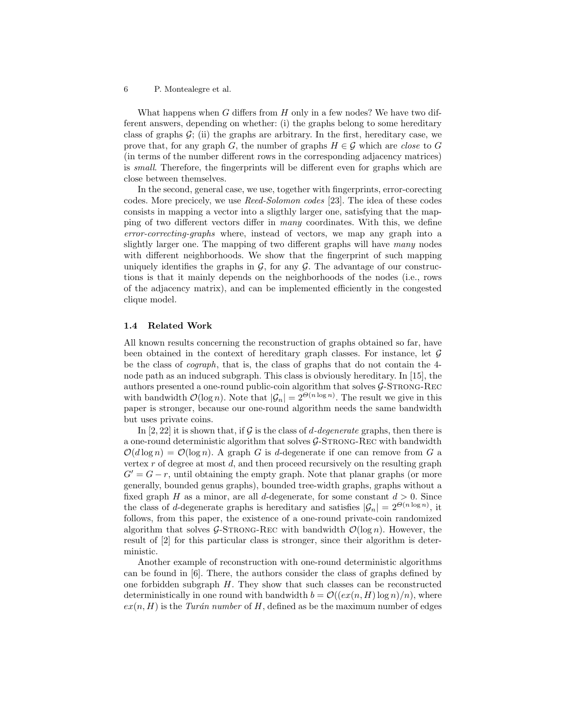What happens when $G$ differs from $H$ only in a few nodes? We have two different answers, depending on whether: (i) the graphs belong to some hereditary class of graphs $\mathcal{G}$; (ii) the graphs are arbitrary. In the first, hereditary case, we prove that, for any graph $G$, the number of graphs $H \in \mathcal{G}$ which are *close* to $G$ (in terms of the number different rows in the corresponding adjacency matrices) is *small*. Therefore, the fingerprints will be different even for graphs which are close between themselves.

In the second, general case, we use, together with fingerprints, error-corecting codes. More precicely, we use *Reed-Solomon codes* [23]. The idea of these codes consists in mapping a vector into a sligthly larger one, satisfying that the mapping of two different vectors differ in *many* coordinates. With this, we define *error-correcting-graphs* where, instead of vectors, we map any graph into a slightly larger one. The mapping of two different graphs will have *many* nodes with different neighborhoods. We show that the fingerprint of such mapping uniquely identifies the graphs in $\mathcal{G}$, for any $\mathcal{G}$. The advantage of our constructions is that it mainly depends on the neighborhoods of the nodes (i.e., rows of the adjacency matrix), and can be implemented efficiently in the congested clique model.

### 1.4 Related Work

All known results concerning the reconstruction of graphs obtained so far, have been obtained in the context of hereditary graph classes. For instance, let $\mathcal{G}$ be the class of *cograph*, that is, the class of graphs that do not contain the 4-node path as an induced subgraph. This class is obviously hereditary. In [15], the authors presented a one-round public-coin algorithm that solves $\mathcal{G}$-Strong-Rec with bandwidth $\mathcal{O}(\log n)$. Note that $|\mathcal{G}_n| = 2^{\Theta(n \log n)}$. The result we give in this paper is stronger, because our one-round algorithm needs the same bandwidth but uses private coins.

In [2, 22] it is shown that, if $\mathcal{G}$ is the class of *d-degenerate* graphs, then there is a one-round deterministic algorithm that solves $\mathcal{G}$-Strong-Rec with bandwidth $\mathcal{O}(d \log n) = \mathcal{O}(\log n)$. A graph $G$ is $d$-degenerate if one can remove from $G$ a vertex $r$ of degree at most $d$, and then proceed recursively on the resulting graph $G' = G - r$, until obtaining the empty graph. Note that planar graphs (or more generally, bounded genus graphs), bounded tree-width graphs, graphs without a fixed graph $H$ as a minor, are all $d$-degenerate, for some constant $d > 0$. Since the class of $d$-degenerate graphs is hereditary and satisfies $|\mathcal{G}_n| = 2^{\Theta(n \log n)}$, it follows, from this paper, the existence of a one-round private-coin randomized algorithm that solves $\mathcal{G}$-Strong-Rec with bandwidth $\mathcal{O}(\log n)$. However, the result of [2] for this particular class is stronger, since their algorithm is deterministic.

Another example of reconstruction with one-round deterministic algorithms can be found in [6]. There, the authors consider the class of graphs defined by one forbidden subgraph $H$. They show that such classes can be reconstructed deterministically in one round with bandwidth $b = \mathcal{O}((ex(n, H) \log n)/n)$, where $ex(n, H)$ is the *Turán number* of $H$, defined as be the maximum number of edges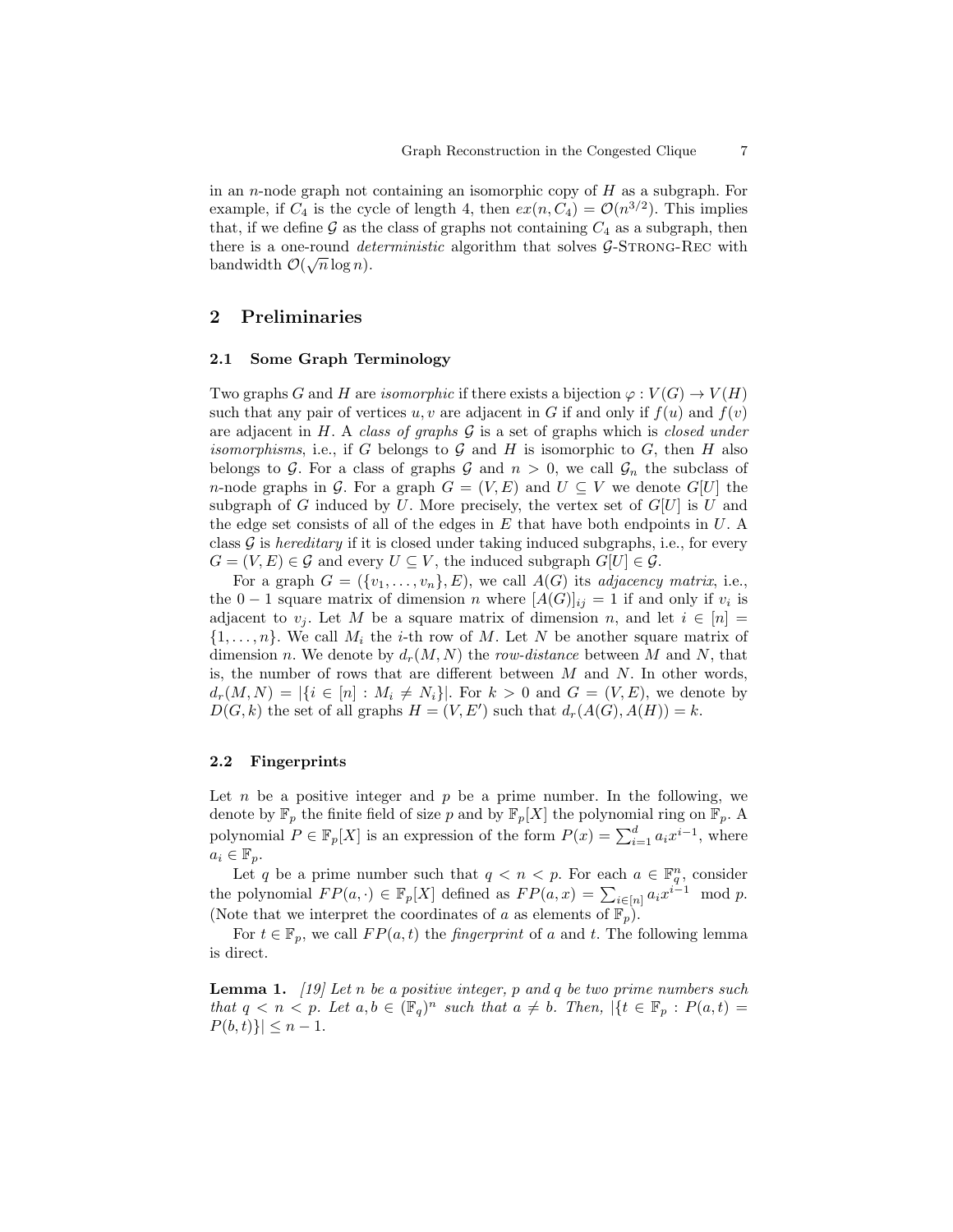in an $n$-node graph not containing an isomorphic copy of $H$ as a subgraph. For example, if $C_4$ is the cycle of length 4, then $ex(n, C_4) = \mathcal{O}(n^{3/2})$. This implies that, if we define $\mathcal{G}$ as the class of graphs not containing $C_4$ as a subgraph, then there is a one-round *deterministic* algorithm that solves $\mathcal{G}$-Strong-Rec with bandwidth $\mathcal{O}(\sqrt{n}\log n)$.

## 2 Preliminaries

### 2.1 Some Graph Terminology

Two graphs $G$ and $H$ are *isomorphic* if there exists a bijection $\varphi : V(G) \to V(H)$ such that any pair of vertices $u, v$ are adjacent in $G$ if and only if $f(u)$ and $f(v)$ are adjacent in $H$. A *class of graphs* $\mathcal{G}$ is a set of graphs which is *closed under isomorphisms*, i.e., if $G$ belongs to $\mathcal{G}$ and $H$ is isomorphic to $G$, then $H$ also belongs to $\mathcal{G}$. For a class of graphs $\mathcal{G}$ and $n > 0$, we call $\mathcal{G}_n$ the subclass of $n$-node graphs in $\mathcal{G}$. For a graph $G = (V, E)$ and $U \subseteq V$ we denote $G[U]$ the subgraph of $G$ induced by $U$. More precisely, the vertex set of $G[U]$ is $U$ and the edge set consists of all of the edges in $E$ that have both endpoints in $U$. A class $\mathcal{G}$ is *hereditary* if it is closed under taking induced subgraphs, i.e., for every $G = (V, E) \in \mathcal{G}$ and every $U \subseteq V$, the induced subgraph $G[U] \in \mathcal{G}$.

For a graph $G = (\{v_1, \dots, v_n\}, E)$, we call $A(G)$ its *adjacency matrix*, i.e., the $0-1$ square matrix of dimension $n$ where $[A(G)]_{ij} = 1$ if and only if $v_i$ is adjacent to $v_j$. Let $M$ be a square matrix of dimension $n$, and let $i \in [n] = \{1, \dots, n\}$. We call $M_i$ the $i$-th row of $M$. Let $N$ be another square matrix of dimension $n$. We denote by $d_r(M, N)$ the *row-distance* between $M$ and $N$, that is, the number of rows that are different between $M$ and $N$. In other words, $d_r(M, N) = |\{i \in [n] : M_i \neq N_i\}|$. For $k > 0$ and $G = (V, E)$, we denote by $D(G, k)$ the set of all graphs $H = (V, E')$ such that $d_r(A(G), A(H)) = k$.

### 2.2 Fingerprints

Let $n$ be a positive integer and $p$ be a prime number. In the following, we denote by $\mathbb{F}_p$ the finite field of size $p$ and by $\mathbb{F}_p[X]$ the polynomial ring on $\mathbb{F}_p$. A polynomial $P \in \mathbb{F}_p[X]$ is an expression of the form $P(x) = \sum_{i=1}^{d} a_i x^{i-1}$, where $a_i \in \mathbb{F}_p$.

Let $q$ be a prime number such that $q < n < p$. For each $a \in \mathbb{F}_q^n$, consider the polynomial $FP(a, \cdot) \in \mathbb{F}_p[X]$ defined as $FP(a, x) = \sum_{i \in [n]} a_i x^{i-1} \mod p$. (Note that we interpret the coordinates of $a$ as elements of $\mathbb{F}_p$).

For $t \in \mathbb{F}_p$, we call $FP(a, t)$ the *fingerprint* of $a$ and $t$. The following lemma is direct.

**Lemma 1.** *[19] Let $n$ be a positive integer, $p$ and $q$ be two prime numbers such that $q < n < p$. Let $a, b \in (\mathbb{F}_q)^n$ such that $a \neq b$. Then, $|\{t \in \mathbb{F}_p : P(a, t) = P(b, t)\}| \leq n - 1$.*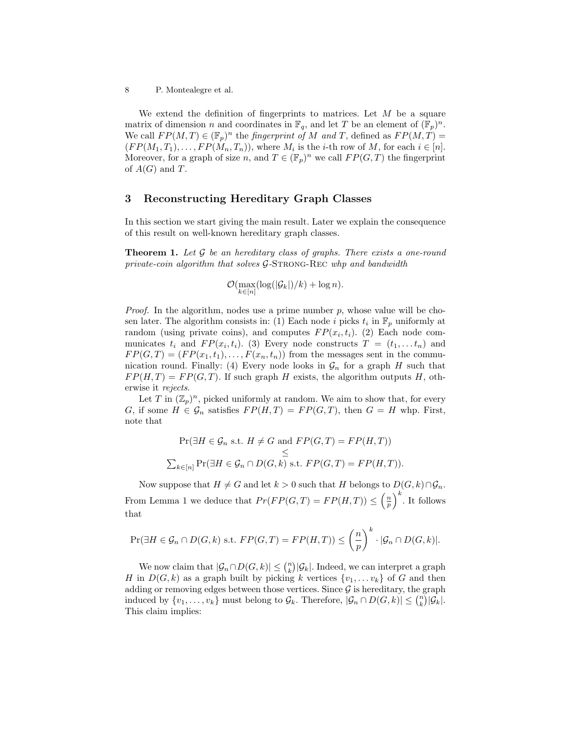We extend the definition of fingerprints to matrices. Let $M$ be a square matrix of dimension $n$ and coordinates in $\mathbb{F}_q$, and let $T$ be an element of $(\mathbb{F}_p)^n$. We call $FP(M,T) \in (\mathbb{F}_p)^n$ the *fingerprint of* $M$ *and* $T$, defined as $FP(M,T) = (FP(M_1,T_1),\ldots,FP(M_n,T_n))$, where $M_i$ is the $i$-th row of $M$, for each $i \in [n]$. Moreover, for a graph of size $n$, and $T \in (\mathbb{F}_p)^n$ we call $FP(G,T)$ the fingerprint of $A(G)$ and $T$.

## 3 Reconstructing Hereditary Graph Classes

In this section we start giving the main result. Later we explain the consequence of this result on well-known hereditary graph classes.

**Theorem 1.** *Let $\mathcal{G}$ be an hereditary class of graphs. There exists a one-round private-coin algorithm that solves $\mathcal{G}$-*Strong-Rec *whp and bandwidth*

$$\mathcal{O}(\max_{k\in[n]}(\log(|\mathcal{G}_k|)/k) + \log n).$$

*Proof.* In the algorithm, nodes use a prime number $p$, whose value will be chosen later. The algorithm consists in: (1) Each node $i$ picks $t_i$ in $\mathbb{F}_p$ uniformly at random (using private coins), and computes $FP(x_i,t_i)$. (2) Each node communicates $t_i$ and $FP(x_i,t_i)$. (3) Every node constructs $T=(t_1,\ldots t_n)$ and $FP(G,T) = (FP(x_1,t_1),\ldots,F(x_n,t_n))$ from the messages sent in the communication round. Finally: (4) Every node looks in $\mathcal{G}_n$ for a graph $H$ such that $FP(H,T) = FP(G,T)$. If such graph $H$ exists, the algorithm outputs $H$, otherwise it *rejects*.

Let $T$ in $(\mathbb{Z}_p)^n$, picked uniformly at random. We aim to show that, for every $G$, if some $H \in \mathcal{G}_n$ satisfies $FP(H,T) = FP(G,T)$, then $G = H$ whp. First, note that

$$\begin{gathered}\Pr(\exists H \in \mathcal{G}_n \text{ s.t. } H \neq G \text{ and } FP(G,T) = FP(H,T)) \\ \leq \\ \sum_{k\in[n]} \Pr(\exists H \in \mathcal{G}_n \cap D(G,k) \text{ s.t. } FP(G,T) = FP(H,T)).\end{gathered}$$

Now suppose that $H \neq G$ and let $k > 0$ such that $H$ belongs to $D(G,k)\cap\mathcal{G}_n$. From Lemma 1 we deduce that $Pr(FP(G,T) = FP(H,T)) \leq \left(\frac{n}{p}\right)^k$. It follows that

$$\Pr(\exists H \in \mathcal{G}_n \cap D(G,k) \text{ s.t. } FP(G,T) = FP(H,T)) \leq \left(\frac{n}{p}\right)^k \cdot |\mathcal{G}_n \cap D(G,k)|.$$

We now claim that $|\mathcal{G}_n \cap D(G,k)| \leq \binom{n}{k}|\mathcal{G}_k|$. Indeed, we can interpret a graph $H$ in $D(G,k)$ as a graph built by picking $k$ vertices $\{v_1,\ldots v_k\}$ of $G$ and then adding or removing edges between those vertices. Since $\mathcal{G}$ is hereditary, the graph induced by $\{v_1,\ldots,v_k\}$ must belong to $\mathcal{G}_k$. Therefore, $|\mathcal{G}_n \cap D(G,k)| \leq \binom{n}{k}|\mathcal{G}_k|$. This claim implies: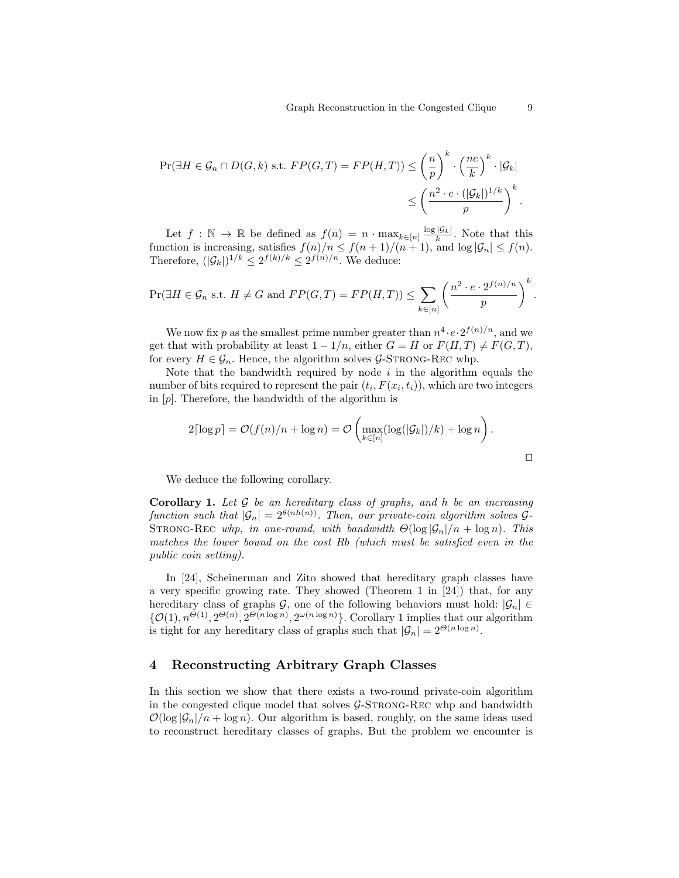$$\Pr(\exists H \in \mathcal{G}_n \cap D(G,k) \text{ s.t. } FP(G,T) = FP(H,T)) \leq \left(\frac{n}{p}\right)^k \cdot \left(\frac{ne}{k}\right)^k \cdot |\mathcal{G}_k|$$
$$\leq \left(\frac{n^2 \cdot e \cdot (|\mathcal{G}_k|)^{1/k}}{p}\right)^k.$$

Let $f : \mathbb{N} \to \mathbb{R}$ be defined as $f(n) = n \cdot \max_{k \in [n]} \frac{\log |\mathcal{G}_k|}{k}$. Note that this function is increasing, satisfies $f(n)/n \leq f(n+1)/(n+1)$, and $\log |\mathcal{G}_n| \leq f(n)$. Therefore, $(|\mathcal{G}_k|)^{1/k} \leq 2^{f(k)/k} \leq 2^{f(n)/n}$. We deduce:

$$\Pr(\exists H \in \mathcal{G}_n \text{ s.t. } H \neq G \text{ and } FP(G,T) = FP(H,T)) \leq \sum_{k \in [n]} \left(\frac{n^2 \cdot e \cdot 2^{f(n)/n}}{p}\right)^k.$$

We now fix $p$ as the smallest prime number greater than $n^4 \cdot e \cdot 2^{f(n)/n}$, and we get that with probability at least $1 - 1/n$, either $G = H$ or $F(H,T) \neq F(G,T)$, for every $H \in \mathcal{G}_n$. Hence, the algorithm solves $\mathcal{G}$-Strong-Rec whp.

Note that the bandwidth required by node $i$ in the algorithm equals the number of bits required to represent the pair $(t_i, F(x_i, t_i))$, which are two integers in $[p]$. Therefore, the bandwidth of the algorithm is

$$2\lceil \log p \rceil = \mathcal{O}(f(n)/n + \log n) = \mathcal{O}\left(\max_{k \in [n]}(\log(|\mathcal{G}_k|)/k) + \log n\right).$$

□

We deduce the following corollary.

**Corollary 1.** *Let $\mathcal{G}$ be an hereditary class of graphs, and $h$ be an increasing function such that $|\mathcal{G}_n| = 2^{\theta(nh(n))}$. Then, our private-coin algorithm solves $\mathcal{G}$-Strong-Rec whp, in one-round, with bandwidth $\Theta(\log |\mathcal{G}_n|/n + \log n)$. This matches the lower bound on the cost Rb (which must be satisfied even in the public coin setting).*

In [24], Scheinerman and Zito showed that hereditary graph classes have a very specific growing rate. They showed (Theorem 1 in [24]) that, for any hereditary class of graphs $\mathcal{G}$, one of the following behaviors must hold: $|\mathcal{G}_n| \in \{\mathcal{O}(1), n^{\Theta(1)}, 2^{\Theta(n)}, 2^{\Theta(n \log n)}, 2^{\omega(n \log n)}\}$. Corollary 1 implies that our algorithm is tight for any hereditary class of graphs such that $|\mathcal{G}_n| = 2^{\Theta(n \log n)}$.

## 4 Reconstructing Arbitrary Graph Classes

In this section we show that there exists a two-round private-coin algorithm in the congested clique model that solves $\mathcal{G}$-Strong-Rec whp and bandwidth $\mathcal{O}(\log |\mathcal{G}_n|/n + \log n)$. Our algorithm is based, roughly, on the same ideas used to reconstruct hereditary classes of graphs. But the problem we encounter is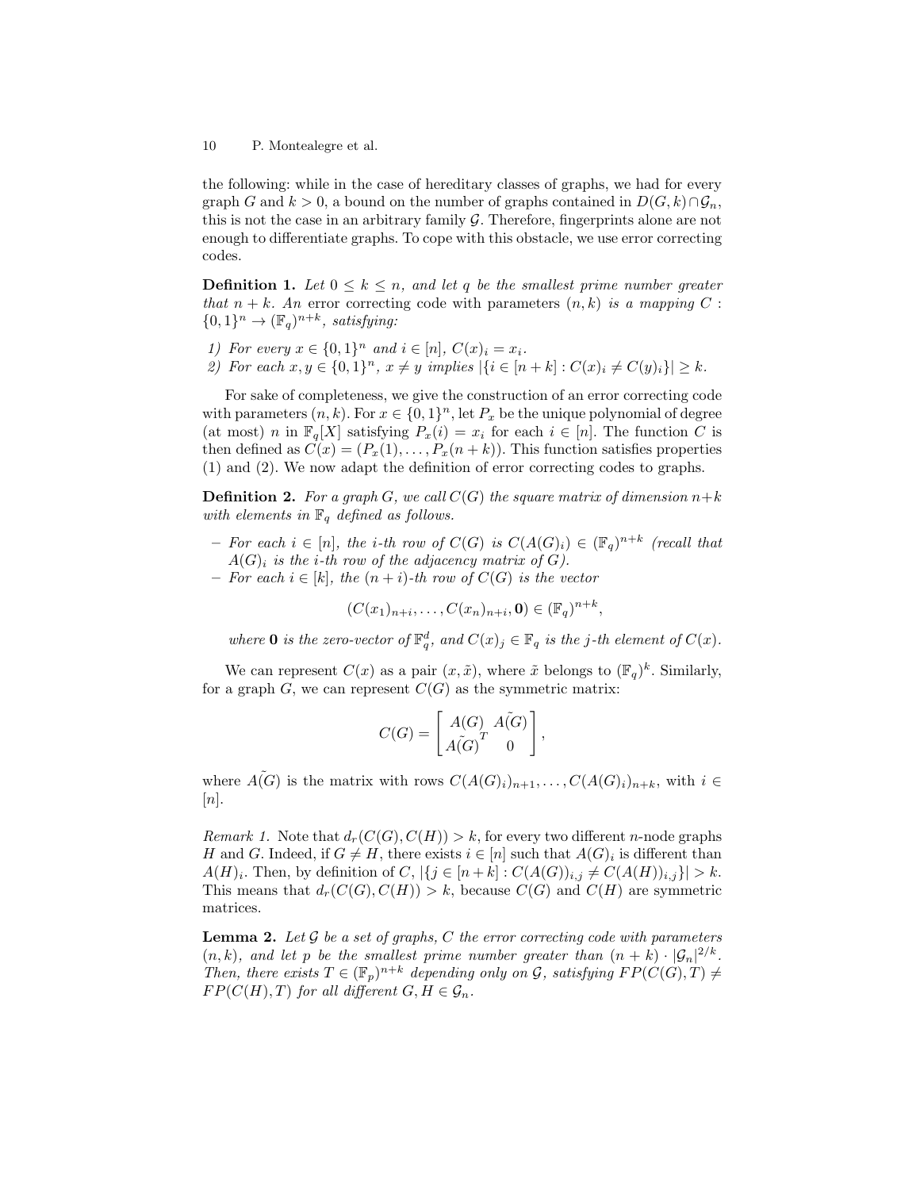the following: while in the case of hereditary classes of graphs, we had for every graph $G$ and $k > 0$, a bound on the number of graphs contained in $D(G,k) \cap \mathcal{G}_n$, this is not the case in an arbitrary family $\mathcal{G}$. Therefore, fingerprints alone are not enough to differentiate graphs. To cope with this obstacle, we use error correcting codes.

**Definition 1.** *Let $0 \leq k \leq n$, and let $q$ be the smallest prime number greater that $n+k$. An* error correcting code *with parameters $(n,k)$ is a mapping $C : \{0,1\}^n \to (\mathbb{F}_q)^{n+k}$, satisfying:*

*1) For every $x \in \{0,1\}^n$ and $i \in [n]$, $C(x)_i = x_i$.*
*2) For each $x, y \in \{0,1\}^n$, $x \neq y$ implies $|\{i \in [n+k] : C(x)_i \neq C(y)_i\}| \geq k$.*

For sake of completeness, we give the construction of an error correcting code with parameters $(n,k)$. For $x \in \{0,1\}^n$, let $P_x$ be the unique polynomial of degree (at most) $n$ in $\mathbb{F}_q[X]$ satisfying $P_x(i) = x_i$ for each $i \in [n]$. The function $C$ is then defined as $C(x) = (P_x(1), \dots, P_x(n+k))$. This function satisfies properties (1) and (2). We now adapt the definition of error correcting codes to graphs.

**Definition 2.** *For a graph $G$, we call $C(G)$ the square matrix of dimension $n+k$ with elements in $\mathbb{F}_q$ defined as follows.*

- *For each $i \in [n]$, the $i$-th row of $C(G)$ is $C(A(G)_i) \in (\mathbb{F}_q)^{n+k}$ (recall that $A(G)_i$ is the $i$-th row of the adjacency matrix of $G$).*
- *For each $i \in [k]$, the $(n+i)$-th row of $C(G)$ is the vector*

$$(C(x_1)_{n+i}, \dots, C(x_n)_{n+i}, \mathbf{0}) \in (\mathbb{F}_q)^{n+k},$$

*where $\mathbf{0}$ is the zero-vector of $\mathbb{F}_q^d$, and $C(x)_j \in \mathbb{F}_q$ is the $j$-th element of $C(x)$.*

We can represent $C(x)$ as a pair $(x, \tilde{x})$, where $\tilde{x}$ belongs to $(\mathbb{F}_q)^k$. Similarly, for a graph $G$, we can represent $C(G)$ as the symmetric matrix:

$$C(G) = \begin{bmatrix} A(G) & \tilde{A(G)} \\ \tilde{A(G)}^T & 0 \end{bmatrix},$$

where $\tilde{A(G)}$ is the matrix with rows $C(A(G)_i)_{n+1}, \dots, C(A(G)_i)_{n+k}$, with $i \in [n]$.

*Remark 1.* Note that $d_r(C(G), C(H)) > k$, for every two different $n$-node graphs $H$ and $G$. Indeed, if $G \neq H$, there exists $i \in [n]$ such that $A(G)_i$ is different than $A(H)_i$. Then, by definition of $C$, $|\{j \in [n+k] : C(A(G))_{i,j} \neq C(A(H))_{i,j}\}| > k$. This means that $d_r(C(G), C(H)) > k$, because $C(G)$ and $C(H)$ are symmetric matrices.

**Lemma 2.** *Let $\mathcal{G}$ be a set of graphs, $C$ the error correcting code with parameters $(n,k)$, and let $p$ be the smallest prime number greater than $(n+k) \cdot |\mathcal{G}_n|^{2/k}$. Then, there exists $T \in (\mathbb{F}_p)^{n+k}$ depending only on $\mathcal{G}$, satisfying $FP(C(G), T) \neq FP(C(H), T)$ for all different $G, H \in \mathcal{G}_n$.*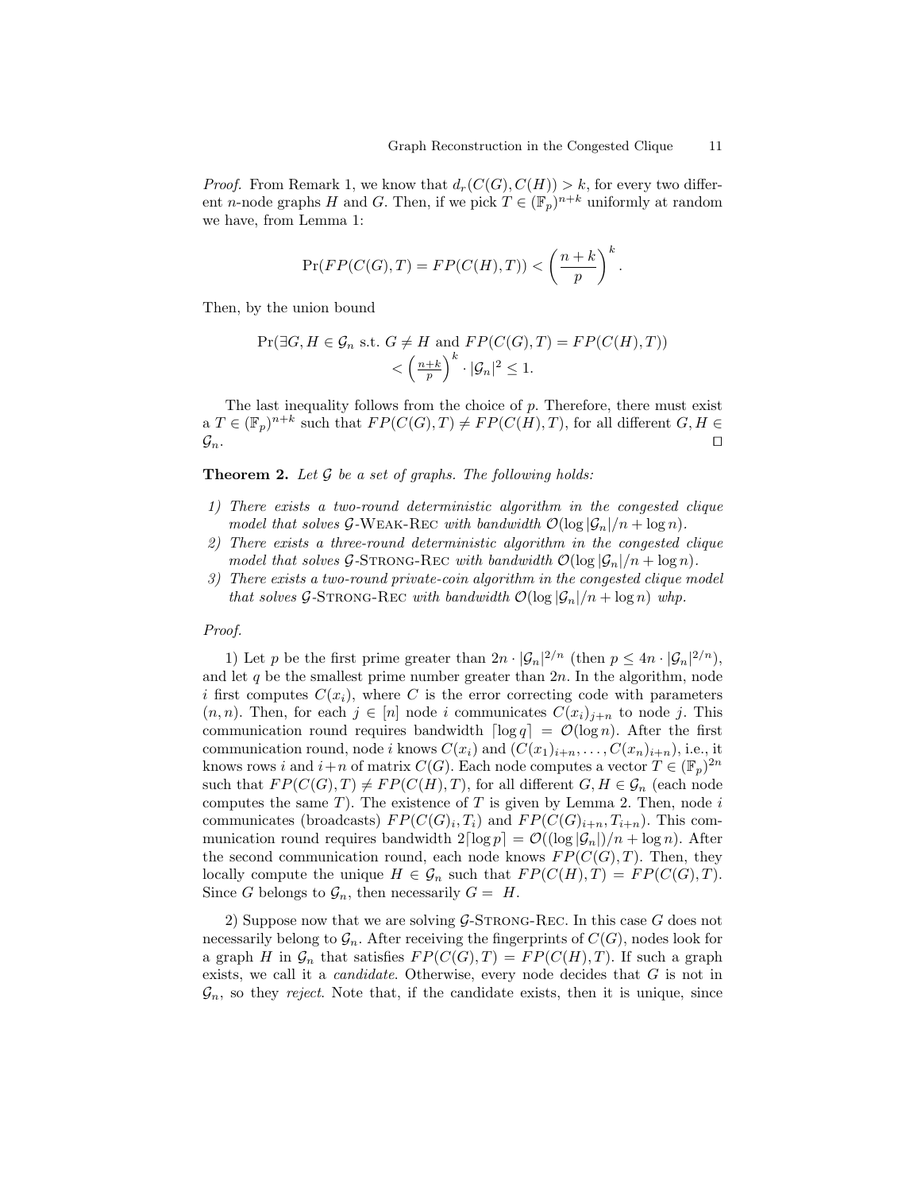*Proof.* From Remark 1, we know that $d_r(C(G), C(H)) > k$, for every two different $n$-node graphs $H$ and $G$. Then, if we pick $T \in (\mathbb{F}_p)^{n+k}$ uniformly at random we have, from Lemma 1:

$$\Pr(FP(C(G), T) = FP(C(H), T)) < \left(\frac{n+k}{p}\right)^k.$$

Then, by the union bound

$$\Pr(\exists G, H \in \mathcal{G}_n \text{ s.t. } G \neq H \text{ and } FP(C(G), T) = FP(C(H), T)) < \left(\tfrac{n+k}{p}\right)^k \cdot |\mathcal{G}_n|^2 \leq 1.$$

The last inequality follows from the choice of $p$. Therefore, there must exist a $T \in (\mathbb{F}_p)^{n+k}$ such that $FP(C(G), T) \neq FP(C(H), T)$, for all different $G, H \in \mathcal{G}_n$. ◻

**Theorem 2.** *Let $\mathcal{G}$ be a set of graphs. The following holds:*

*1) There exists a two-round deterministic algorithm in the congested clique model that solves $\mathcal{G}$-*Weak-Rec *with bandwidth $\mathcal{O}(\log |\mathcal{G}_n|/n + \log n)$.*
*2) There exists a three-round deterministic algorithm in the congested clique model that solves $\mathcal{G}$-*Strong-Rec *with bandwidth $\mathcal{O}(\log |\mathcal{G}_n|/n + \log n)$.*
*3) There exists a two-round private-coin algorithm in the congested clique model that solves $\mathcal{G}$-*Strong-Rec *with bandwidth $\mathcal{O}(\log |\mathcal{G}_n|/n + \log n)$ whp.*

*Proof.*

1) Let $p$ be the first prime greater than $2n \cdot |\mathcal{G}_n|^{2/n}$ (then $p \leq 4n \cdot |\mathcal{G}_n|^{2/n}$), and let $q$ be the smallest prime number greater than $2n$. In the algorithm, node $i$ first computes $C(x_i)$, where $C$ is the error correcting code with parameters $(n, n)$. Then, for each $j \in [n]$ node $i$ communicates $C(x_i)_{j+n}$ to node $j$. This communication round requires bandwidth $\lceil \log q \rceil = \mathcal{O}(\log n)$. After the first communication round, node $i$ knows $C(x_i)$ and $(C(x_1)_{i+n}, \dots, C(x_n)_{i+n})$, i.e., it knows rows $i$ and $i+n$ of matrix $C(G)$. Each node computes a vector $T \in (\mathbb{F}_p)^{2n}$ such that $FP(C(G), T) \neq FP(C(H), T)$, for all different $G, H \in \mathcal{G}_n$ (each node computes the same $T$). The existence of $T$ is given by Lemma 2. Then, node $i$ communicates (broadcasts) $FP(C(G)_i, T_i)$ and $FP(C(G)_{i+n}, T_{i+n})$. This communication round requires bandwidth $2\lceil \log p \rceil = \mathcal{O}((\log |\mathcal{G}_n|)/n + \log n)$. After the second communication round, each node knows $FP(C(G), T)$. Then, they locally compute the unique $H \in \mathcal{G}_n$ such that $FP(C(H), T) = FP(C(G), T)$. Since $G$ belongs to $\mathcal{G}_n$, then necessarily $G = H$.

2) Suppose now that we are solving $\mathcal{G}$-Strong-Rec. In this case $G$ does not necessarily belong to $\mathcal{G}_n$. After receiving the fingerprints of $C(G)$, nodes look for a graph $H$ in $\mathcal{G}_n$ that satisfies $FP(C(G), T) = FP(C(H), T)$. If such a graph exists, we call it a *candidate*. Otherwise, every node decides that $G$ is not in $\mathcal{G}_n$, so they *reject*. Note that, if the candidate exists, then it is unique, since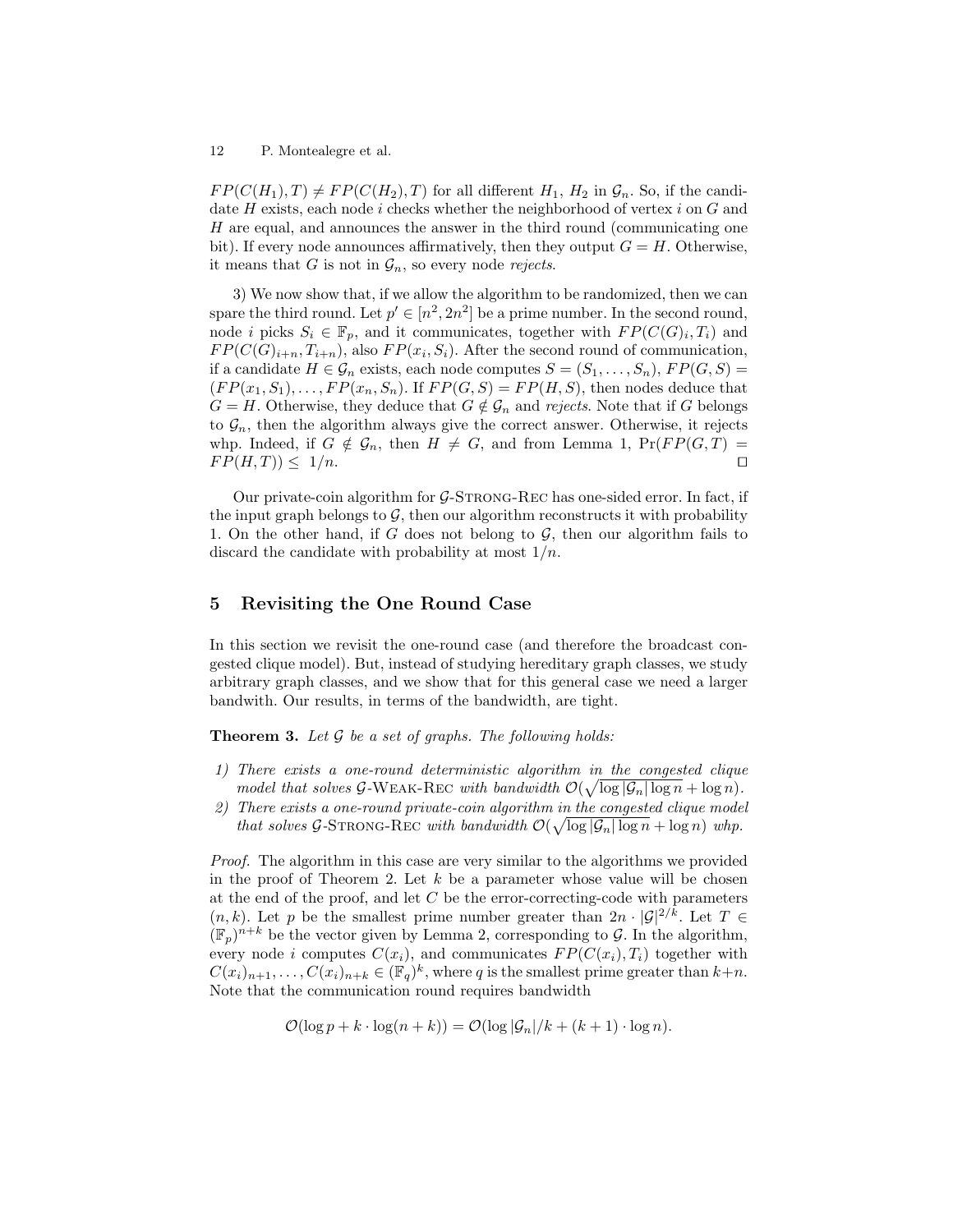$FP(C(H_1), T) \neq FP(C(H_2), T)$ for all different $H_1$, $H_2$ in $\mathcal{G}_n$. So, if the candidate $H$ exists, each node $i$ checks whether the neighborhood of vertex $i$ on $G$ and $H$ are equal, and announces the answer in the third round (communicating one bit). If every node announces affirmatively, then they output $G = H$. Otherwise, it means that $G$ is not in $\mathcal{G}_n$, so every node *rejects*.

3) We now show that, if we allow the algorithm to be randomized, then we can spare the third round. Let $p' \in [n^2, 2n^2]$ be a prime number. In the second round, node $i$ picks $S_i \in \mathbb{F}_p$, and it communicates, together with $FP(C(G)_i, T_i)$ and $FP(C(G)_{i+n}, T_{i+n})$, also $FP(x_i, S_i)$. After the second round of communication, if a candidate $H \in \mathcal{G}_n$ exists, each node computes $S = (S_1, \dots, S_n)$, $FP(G, S) = (FP(x_1, S_1), \dots, FP(x_n, S_n)$. If $FP(G, S) = FP(H, S)$, then nodes deduce that $G = H$. Otherwise, they deduce that $G \notin \mathcal{G}_n$ and *rejects*. Note that if $G$ belongs to $\mathcal{G}_n$, then the algorithm always give the correct answer. Otherwise, it rejects whp. Indeed, if $G \notin \mathcal{G}_n$, then $H \neq G$, and from Lemma 1, $\Pr(FP(G, T) = FP(H, T)) \leq 1/n$. ◻

Our private-coin algorithm for $\mathcal{G}$-Strong-Rec has one-sided error. In fact, if the input graph belongs to $\mathcal{G}$, then our algorithm reconstructs it with probability 1. On the other hand, if $G$ does not belong to $\mathcal{G}$, then our algorithm fails to discard the candidate with probability at most $1/n$.

## 5 Revisiting the One Round Case

In this section we revisit the one-round case (and therefore the broadcast congested clique model). But, instead of studying hereditary graph classes, we study arbitrary graph classes, and we show that for this general case we need a larger bandwith. Our results, in terms of the bandwidth, are tight.

**Theorem 3.** *Let $\mathcal{G}$ be a set of graphs. The following holds:*

1) *There exists a one-round deterministic algorithm in the congested clique model that solves $\mathcal{G}$-Weak-Rec with bandwidth $\mathcal{O}(\sqrt{\log |\mathcal{G}_n| \log n} + \log n)$.*
2) *There exists a one-round private-coin algorithm in the congested clique model that solves $\mathcal{G}$-Strong-Rec with bandwidth $\mathcal{O}(\sqrt{\log |\mathcal{G}_n| \log n} + \log n)$ whp.*

*Proof.* The algorithm in this case are very similar to the algorithms we provided in the proof of Theorem 2. Let $k$ be a parameter whose value will be chosen at the end of the proof, and let $C$ be the error-correcting-code with parameters $(n, k)$. Let $p$ be the smallest prime number greater than $2n \cdot |\mathcal{G}|^{2/k}$. Let $T \in (\mathbb{F}_p)^{n+k}$ be the vector given by Lemma 2, corresponding to $\mathcal{G}$. In the algorithm, every node $i$ computes $C(x_i)$, and communicates $FP(C(x_i), T_i)$ together with $C(x_i)_{n+1}, \dots, C(x_i)_{n+k} \in (\mathbb{F}_q)^k$, where $q$ is the smallest prime greater than $k+n$. Note that the communication round requires bandwidth

$$\mathcal{O}(\log p + k \cdot \log(n + k)) = \mathcal{O}(\log |\mathcal{G}_n|/k + (k + 1) \cdot \log n).$$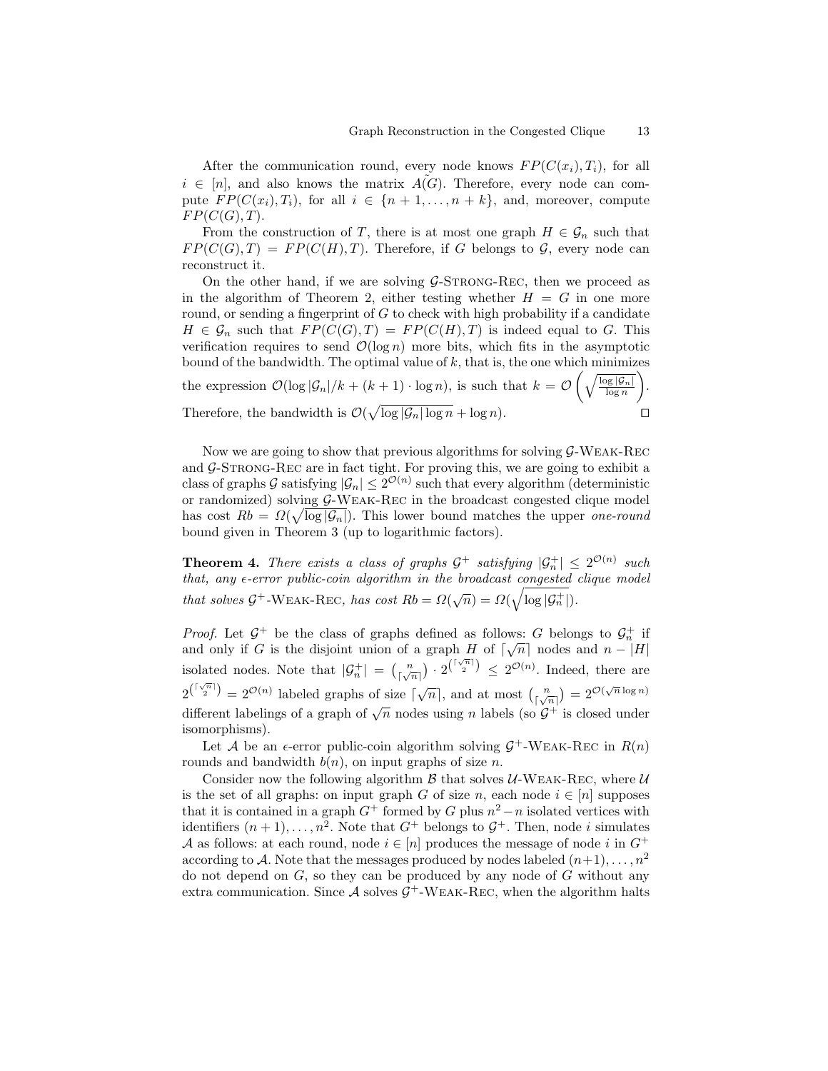After the communication round, every node knows $FP(C(x_i), T_i)$, for all $i \in [n]$, and also knows the matrix $\tilde{A(G)}$. Therefore, every node can compute $FP(C(x_i), T_i)$, for all $i \in \{n+1, \ldots, n+k\}$, and, moreover, compute $FP(C(G), T)$.

From the construction of $T$, there is at most one graph $H \in \mathcal{G}_n$ such that $FP(C(G), T) = FP(C(H), T)$. Therefore, if $G$ belongs to $\mathcal{G}$, every node can reconstruct it.

On the other hand, if we are solving $\mathcal{G}$-Strong-Rec, then we proceed as in the algorithm of Theorem 2, either testing whether $H = G$ in one more round, or sending a fingerprint of $G$ to check with high probability if a candidate $H \in \mathcal{G}_n$ such that $FP(C(G), T) = FP(C(H), T)$ is indeed equal to $G$. This verification requires to send $\mathcal{O}(\log n)$ more bits, which fits in the asymptotic bound of the bandwidth. The optimal value of $k$, that is, the one which minimizes the expression $\mathcal{O}(\log |\mathcal{G}_n|/k + (k+1) \cdot \log n)$, is such that $k = \mathcal{O}\left(\sqrt{\frac{\log |\mathcal{G}_n|}{\log n}}\right)$. Therefore, the bandwidth is $\mathcal{O}(\sqrt{\log |\mathcal{G}_n| \log n} + \log n)$. $\square$

Now we are going to show that previous algorithms for solving $\mathcal{G}$-Weak-Rec and $\mathcal{G}$-Strong-Rec are in fact tight. For proving this, we are going to exhibit a class of graphs $\mathcal{G}$ satisfying $|\mathcal{G}_n| \leq 2^{\mathcal{O}(n)}$ such that every algorithm (deterministic or randomized) solving $\mathcal{G}$-Weak-Rec in the broadcast congested clique model has cost $Rb = \Omega(\sqrt{\log |\mathcal{G}_n|})$. This lower bound matches the upper *one-round* bound given in Theorem 3 (up to logarithmic factors).

**Theorem 4.** *There exists a class of graphs $\mathcal{G}^+$ satisfying $|\mathcal{G}^+_n| \leq 2^{\mathcal{O}(n)}$ such that, any $\epsilon$-error public-coin algorithm in the broadcast congested clique model that solves $\mathcal{G}^+$-Weak-Rec, has cost $Rb = \Omega(\sqrt{n}) = \Omega(\sqrt{\log |\mathcal{G}^+_n|})$.*

*Proof.* Let $\mathcal{G}^+$ be the class of graphs defined as follows: $G$ belongs to $\mathcal{G}^+_n$ if and only if $G$ is the disjoint union of a graph $H$ of $\lceil \sqrt{n} \rceil$ nodes and $n - |H|$ isolated nodes. Note that $|\mathcal{G}^+_n| = \binom{n}{\lceil \sqrt{n} \rceil} \cdot 2^{\binom{\lceil \sqrt{n} \rceil}{2}} \leq 2^{\mathcal{O}(n)}$. Indeed, there are $2^{\binom{\lceil \sqrt{n} \rceil}{2}} = 2^{\mathcal{O}(n)}$ labeled graphs of size $\lceil \sqrt{n} \rceil$, and at most $\binom{n}{\lceil \sqrt{n} \rceil} = 2^{\mathcal{O}(\sqrt{n} \log n)}$ different labelings of a graph of $\sqrt{n}$ nodes using $n$ labels (so $\mathcal{G}^+$ is closed under isomorphisms).

Let $\mathcal{A}$ be an $\epsilon$-error public-coin algorithm solving $\mathcal{G}^+$-Weak-Rec in $R(n)$ rounds and bandwidth $b(n)$, on input graphs of size $n$.

Consider now the following algorithm $\mathcal{B}$ that solves $\mathcal{U}$-Weak-Rec, where $\mathcal{U}$ is the set of all graphs: on input graph $G$ of size $n$, each node $i \in [n]$ supposes that it is contained in a graph $G^+$ formed by $G$ plus $n^2 - n$ isolated vertices with identifiers $(n+1), \ldots, n^2$. Note that $G^+$ belongs to $\mathcal{G}^+$. Then, node $i$ simulates $\mathcal{A}$ as follows: at each round, node $i \in [n]$ produces the message of node $i$ in $G^+$ according to $\mathcal{A}$. Note that the messages produced by nodes labeled $(n+1), \ldots, n^2$ do not depend on $G$, so they can be produced by any node of $G$ without any extra communication. Since $\mathcal{A}$ solves $\mathcal{G}^+$-Weak-Rec, when the algorithm halts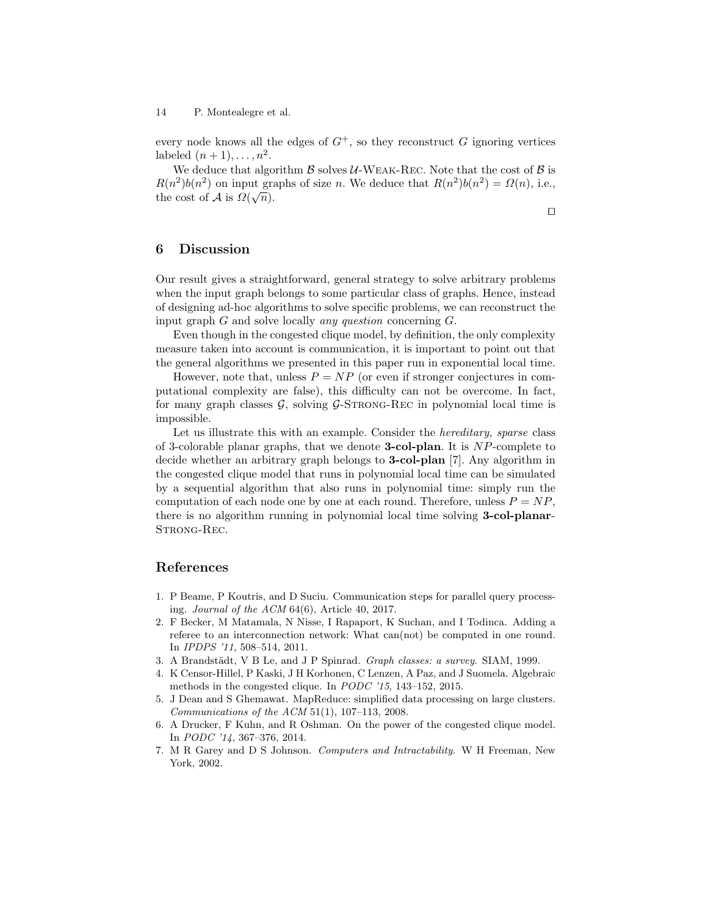every node knows all the edges of $G^+$, so they reconstruct $G$ ignoring vertices labeled $(n+1), \dots, n^2$.

We deduce that algorithm $\mathcal{B}$ solves $\mathcal{U}$-Weak-Rec. Note that the cost of $\mathcal{B}$ is $R(n^2)b(n^2)$ on input graphs of size $n$. We deduce that $R(n^2)b(n^2) = \Omega(n)$, i.e., the cost of $\mathcal{A}$ is $\Omega(\sqrt{n})$.

□

## 6 Discussion

Our result gives a straightforward, general strategy to solve arbitrary problems when the input graph belongs to some particular class of graphs. Hence, instead of designing ad-hoc algorithms to solve specific problems, we can reconstruct the input graph $G$ and solve locally *any question* concerning $G$.

Even though in the congested clique model, by definition, the only complexity measure taken into account is communication, it is important to point out that the general algorithms we presented in this paper run in exponential local time.

However, note that, unless $P = NP$ (or even if stronger conjectures in computational complexity are false), this difficulty can not be overcome. In fact, for many graph classes $\mathcal{G}$, solving $\mathcal{G}$-Strong-Rec in polynomial local time is impossible.

Let us illustrate this with an example. Consider the *hereditary, sparse* class of 3-colorable planar graphs, that we denote **3-col-plan**. It is $NP$-complete to decide whether an arbitrary graph belongs to **3-col-plan** [7]. Any algorithm in the congested clique model that runs in polynomial local time can be simulated by a sequential algorithm that also runs in polynomial time: simply run the computation of each node one by one at each round. Therefore, unless $P = NP$, there is no algorithm running in polynomial local time solving **3-col-planar**-Strong-Rec.

## References

1. P Beame, P Koutris, and D Suciu. Communication steps for parallel query processing. *Journal of the ACM* 64(6), Article 40, 2017.
2. F Becker, M Matamala, N Nisse, I Rapaport, K Suchan, and I Todinca. Adding a referee to an interconnection network: What can(not) be computed in one round. In *IPDPS '11*, 508–514, 2011.
3. A Brandstädt, V B Le, and J P Spinrad. *Graph classes: a survey*. SIAM, 1999.
4. K Censor-Hillel, P Kaski, J H Korhonen, C Lenzen, A Paz, and J Suomela. Algebraic methods in the congested clique. In *PODC '15*, 143–152, 2015.
5. J Dean and S Ghemawat. MapReduce: simplified data processing on large clusters. *Communications of the ACM* 51(1), 107–113, 2008.
6. A Drucker, F Kuhn, and R Oshman. On the power of the congested clique model. In *PODC '14*, 367–376, 2014.
7. M R Garey and D S Johnson. *Computers and Intractability*. W H Freeman, New York, 2002.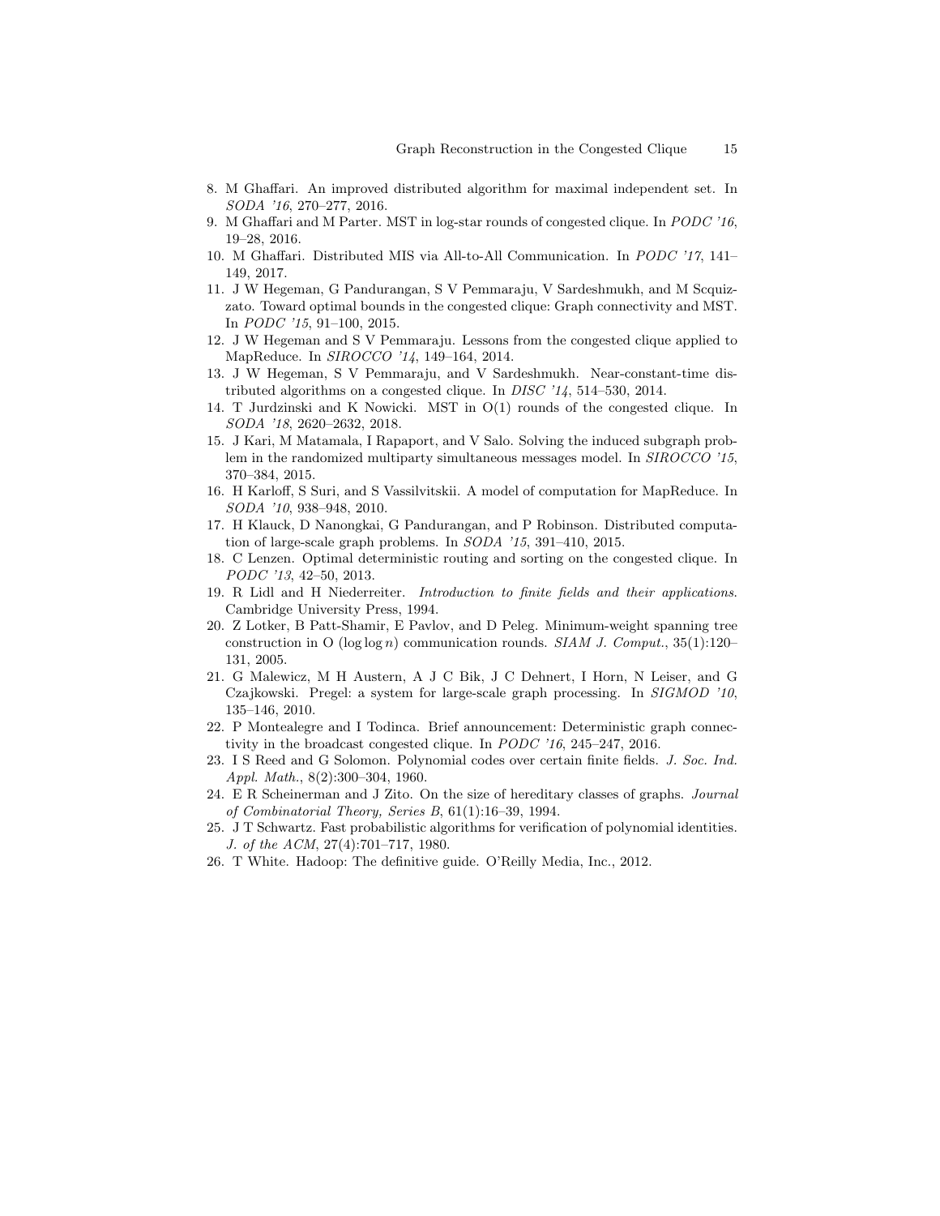8. M Ghaffari. An improved distributed algorithm for maximal independent set. In *SODA '16*, 270–277, 2016.
9. M Ghaffari and M Parter. MST in log-star rounds of congested clique. In *PODC '16*, 19–28, 2016.
10. M Ghaffari. Distributed MIS via All-to-All Communication. In *PODC '17*, 141–149, 2017.
11. J W Hegeman, G Pandurangan, S V Pemmaraju, V Sardeshmukh, and M Scquizzato. Toward optimal bounds in the congested clique: Graph connectivity and MST. In *PODC '15*, 91–100, 2015.
12. J W Hegeman and S V Pemmaraju. Lessons from the congested clique applied to MapReduce. In *SIROCCO '14*, 149–164, 2014.
13. J W Hegeman, S V Pemmaraju, and V Sardeshmukh. Near-constant-time distributed algorithms on a congested clique. In *DISC '14*, 514–530, 2014.
14. T Jurdzinski and K Nowicki. MST in O(1) rounds of the congested clique. In *SODA '18*, 2620–2632, 2018.
15. J Kari, M Matamala, I Rapaport, and V Salo. Solving the induced subgraph problem in the randomized multiparty simultaneous messages model. In *SIROCCO '15*, 370–384, 2015.
16. H Karloff, S Suri, and S Vassilvitskii. A model of computation for MapReduce. In *SODA '10*, 938–948, 2010.
17. H Klauck, D Nanongkai, G Pandurangan, and P Robinson. Distributed computation of large-scale graph problems. In *SODA '15*, 391–410, 2015.
18. C Lenzen. Optimal deterministic routing and sorting on the congested clique. In *PODC '13*, 42–50, 2013.
19. R Lidl and H Niederreiter. *Introduction to finite fields and their applications*. Cambridge University Press, 1994.
20. Z Lotker, B Patt-Shamir, E Pavlov, and D Peleg. Minimum-weight spanning tree construction in O $(\log \log n)$ communication rounds. *SIAM J. Comput.*, 35(1):120–131, 2005.
21. G Malewicz, M H Austern, A J C Bik, J C Dehnert, I Horn, N Leiser, and G Czajkowski. Pregel: a system for large-scale graph processing. In *SIGMOD '10*, 135–146, 2010.
22. P Montealegre and I Todinca. Brief announcement: Deterministic graph connectivity in the broadcast congested clique. In *PODC '16*, 245–247, 2016.
23. I S Reed and G Solomon. Polynomial codes over certain finite fields. *J. Soc. Ind. Appl. Math.*, 8(2):300–304, 1960.
24. E R Scheinerman and J Zito. On the size of hereditary classes of graphs. *Journal of Combinatorial Theory, Series B*, 61(1):16–39, 1994.
25. J T Schwartz. Fast probabilistic algorithms for verification of polynomial identities. *J. of the ACM*, 27(4):701–717, 1980.
26. T White. Hadoop: The definitive guide. O'Reilly Media, Inc., 2012.